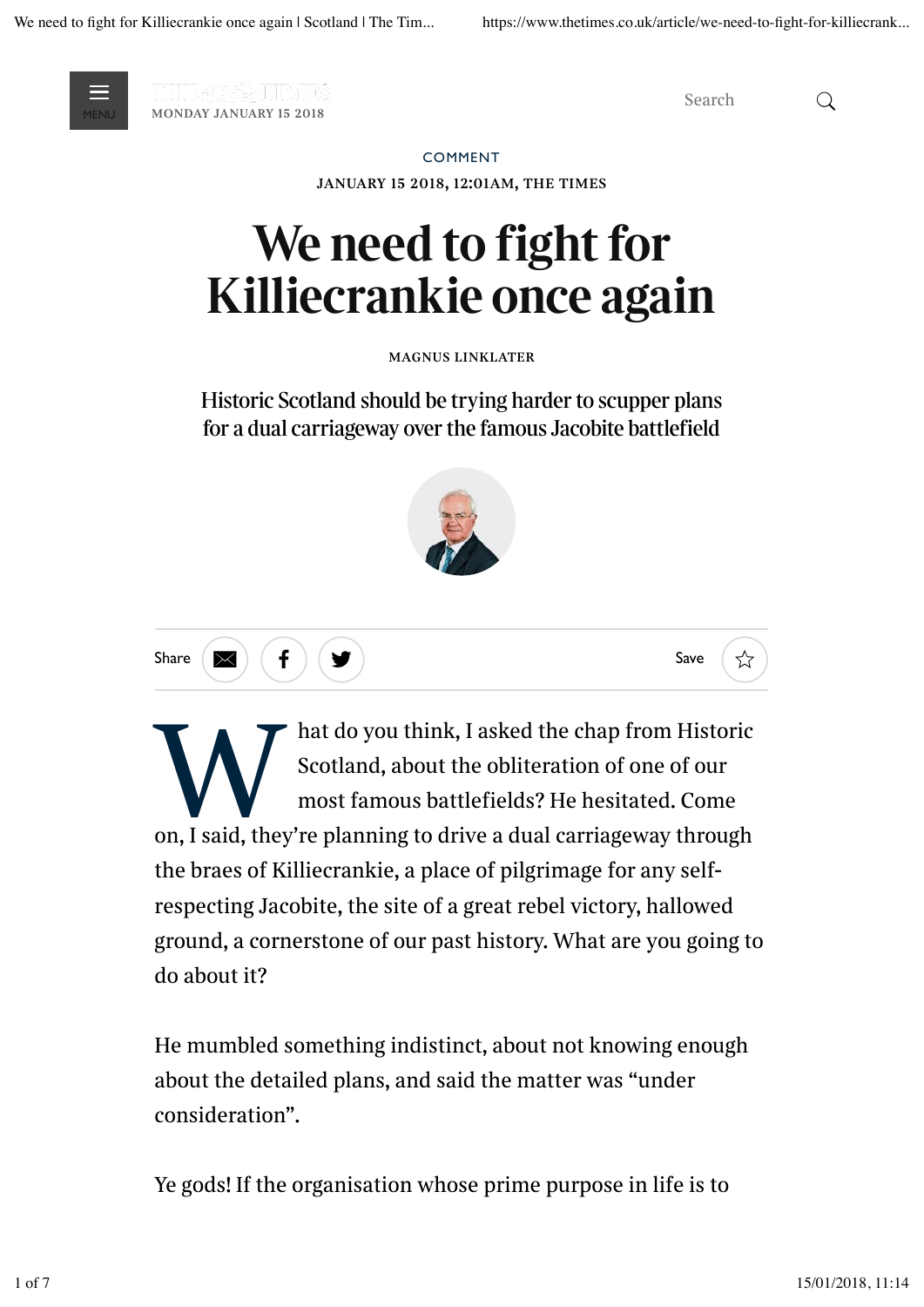COMMENT

JANUARY 15 2018, 12:01AM, THE TIMES

# We need to fight for Killiecrankie once again

MAGNUS LINKLATER

Historic Scotland should be trying harder to scupper plans for a dual carriageway over the famous Jacobite battlefield

What do you think, I asked the chap from Historic Scotland, about the obliteration of one of our most famous battlefields? He hesitated. Come on, I said, they're planning to drive a dual carriageway through the braes of Killiecrankie, a place of pilgrimage for any self-respecting Jacobite, the site of a great rebel victory, hallowed ground, a cornerstone of our past history. What are you going to do about it?

He mumbled something indistinct, about not knowing enough about the detailed plans, and said the matter was "under consideration".

Ye gods! If the organisation whose prime purpose in life is to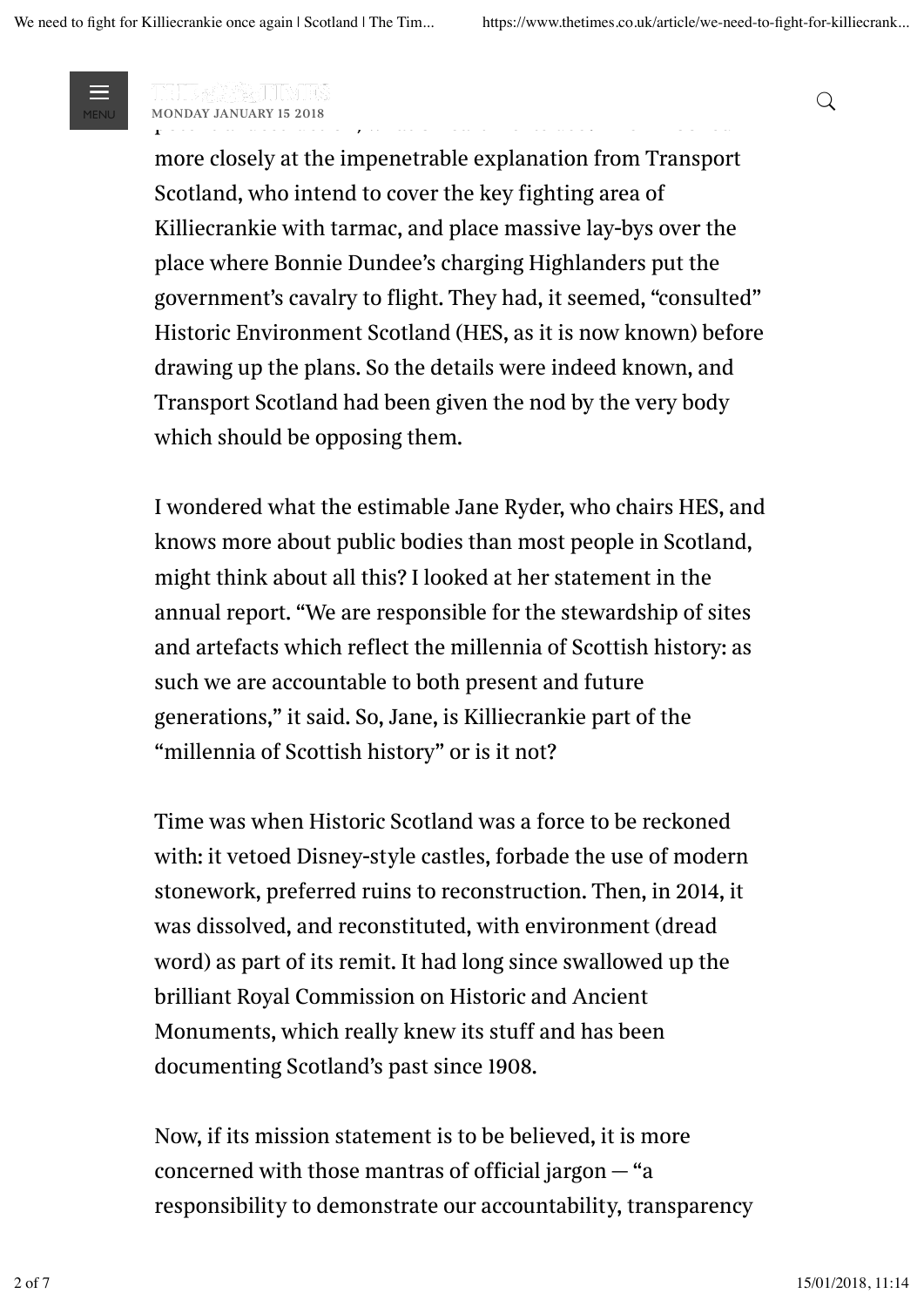more closely at the impenetrable explanation from Transport Scotland, who intend to cover the key fighting area of Killiecrankie with tarmac, and place massive lay-bys over the place where Bonnie Dundee's charging Highlanders put the government's cavalry to flight. They had, it seemed, "consulted" Historic Environment Scotland (HES, as it is now known) before drawing up the plans. So the details were indeed known, and Transport Scotland had been given the nod by the very body which should be opposing them.

I wondered what the estimable Jane Ryder, who chairs HES, and knows more about public bodies than most people in Scotland, might think about all this? I looked at her statement in the annual report. "We are responsible for the stewardship of sites and artefacts which reflect the millennia of Scottish history: as such we are accountable to both present and future generations," it said. So, Jane, is Killiecrankie part of the "millennia of Scottish history" or is it not?

Time was when Historic Scotland was a force to be reckoned with: it vetoed Disney-style castles, forbade the use of modern stonework, preferred ruins to reconstruction. Then, in 2014, it was dissolved, and reconstituted, with environment (dread word) as part of its remit. It had long since swallowed up the brilliant Royal Commission on Historic and Ancient Monuments, which really knew its stuff and has been documenting Scotland's past since 1908.

Now, if its mission statement is to be believed, it is more concerned with those mantras of official jargon — "a responsibility to demonstrate our accountability, transparency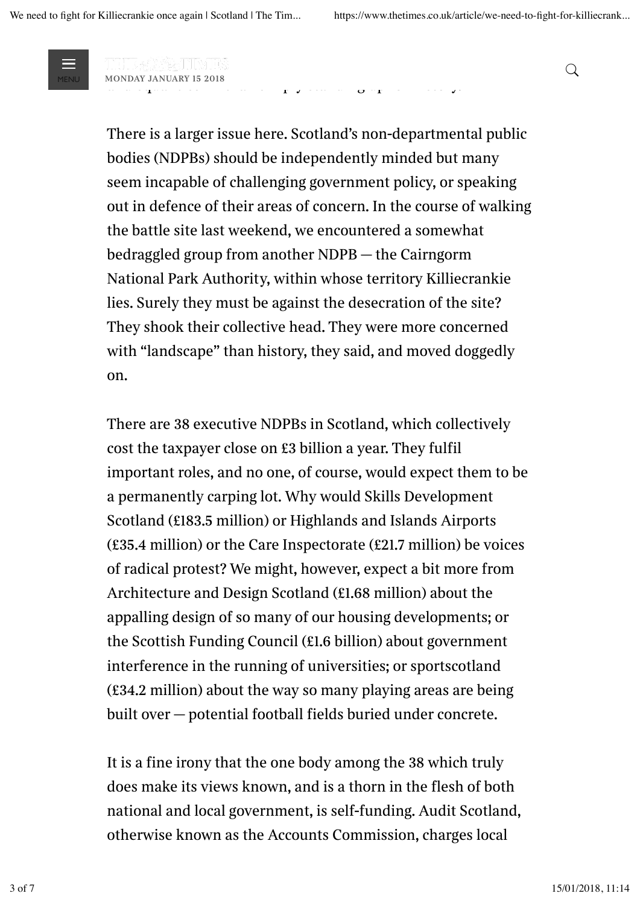There is a larger issue here. Scotland's non-departmental public bodies (NDPBs) should be independently minded but many seem incapable of challenging government policy, or speaking out in defence of their areas of concern. In the course of walking the battle site last weekend, we encountered a somewhat bedraggled group from another NDPB — the Cairngorm National Park Authority, within whose territory Killiecrankie lies. Surely they must be against the desecration of the site? They shook their collective head. They were more concerned with "landscape" than history, they said, and moved doggedly on.

There are 38 executive NDPBs in Scotland, which collectively cost the taxpayer close on £3 billion a year. They fulfil important roles, and no one, of course, would expect them to be a permanently carping lot. Why would Skills Development Scotland (£183.5 million) or Highlands and Islands Airports (£35.4 million) or the Care Inspectorate (£21.7 million) be voices of radical protest? We might, however, expect a bit more from Architecture and Design Scotland (£1.68 million) about the appalling design of so many of our housing developments; or the Scottish Funding Council (£1.6 billion) about government interference in the running of universities; or sportscotland (£34.2 million) about the way so many playing areas are being built over — potential football fields buried under concrete.

It is a fine irony that the one body among the 38 which truly does make its views known, and is a thorn in the flesh of both national and local government, is self-funding. Audit Scotland, otherwise known as the Accounts Commission, charges local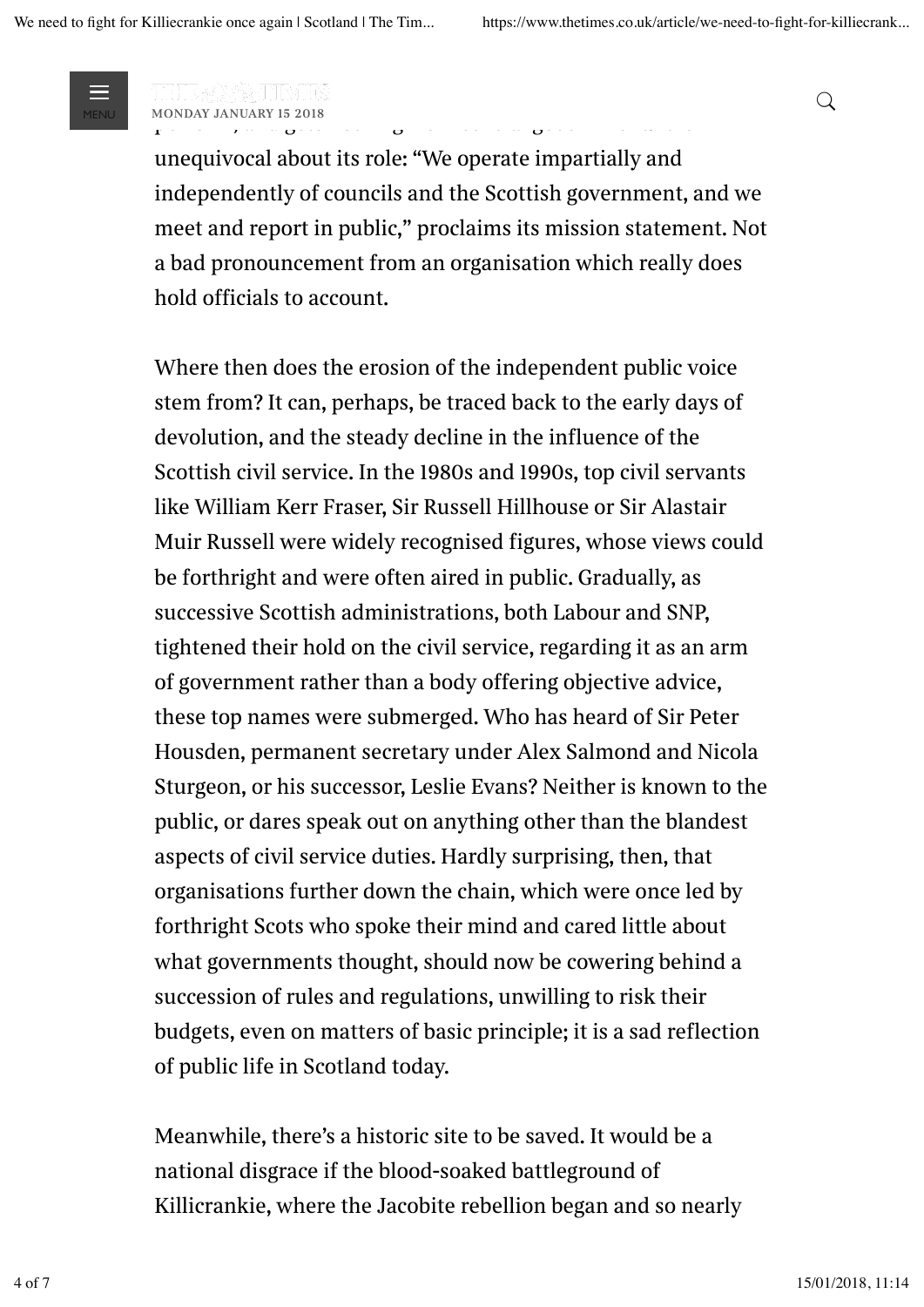unequivocal about its role: "We operate impartially and independently of councils and the Scottish government, and we meet and report in public," proclaims its mission statement. Not a bad pronouncement from an organisation which really does hold officials to account.

Where then does the erosion of the independent public voice stem from? It can, perhaps, be traced back to the early days of devolution, and the steady decline in the influence of the Scottish civil service. In the 1980s and 1990s, top civil servants like William Kerr Fraser, Sir Russell Hillhouse or Sir Alastair Muir Russell were widely recognised figures, whose views could be forthright and were often aired in public. Gradually, as successive Scottish administrations, both Labour and SNP, tightened their hold on the civil service, regarding it as an arm of government rather than a body offering objective advice, these top names were submerged. Who has heard of Sir Peter Housden, permanent secretary under Alex Salmond and Nicola Sturgeon, or his successor, Leslie Evans? Neither is known to the public, or dares speak out on anything other than the blandest aspects of civil service duties. Hardly surprising, then, that organisations further down the chain, which were once led by forthright Scots who spoke their mind and cared little about what governments thought, should now be cowering behind a succession of rules and regulations, unwilling to risk their budgets, even on matters of basic principle; it is a sad reflection of public life in Scotland today.

Meanwhile, there's a historic site to be saved. It would be a national disgrace if the blood-soaked battleground of Killicrankie, where the Jacobite rebellion began and so nearly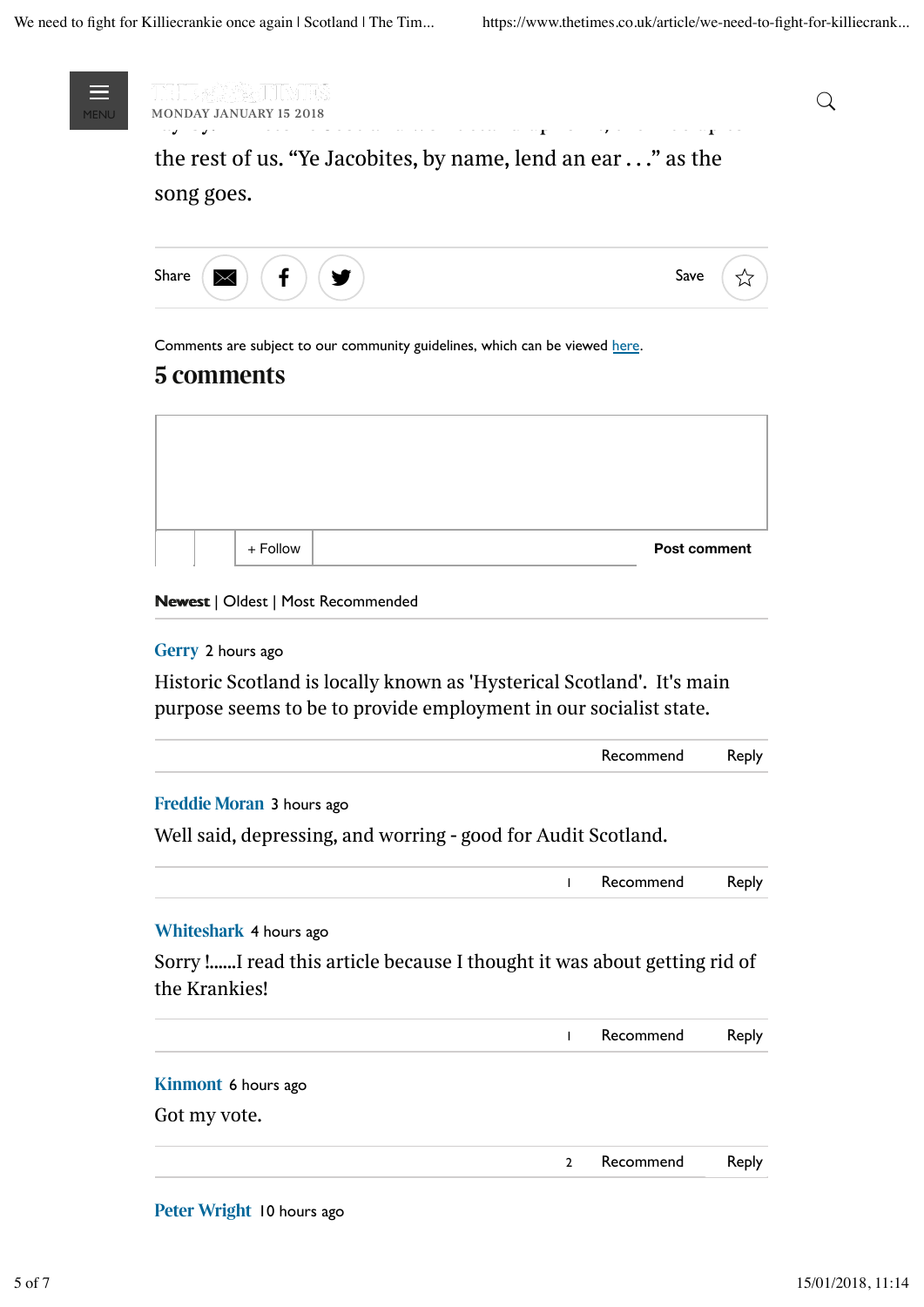the rest of us. "Ye Jacobites, by name, lend an ear . . ." as the song goes.

Share

Save

Comments are subject to our community guidelines, which can be viewed here.

## 5 comments

+ Follow

Post comment

**Newest** | Oldest | Most Recommended

**Gerry** 2 hours ago

Historic Scotland is locally known as 'Hysterical Scotland'. It's main purpose seems to be to provide employment in our socialist state.

Recommend Reply

**Freddie Moran** 3 hours ago

Well said, depressing, and worring - good for Audit Scotland.

1 Recommend Reply

**Whiteshark** 4 hours ago

Sorry !......I read this article because I thought it was about getting rid of the Krankies!

1 Recommend Reply

**Kinmont** 6 hours ago

Got my vote.

2 Recommend Reply

**Peter Wright** 10 hours ago